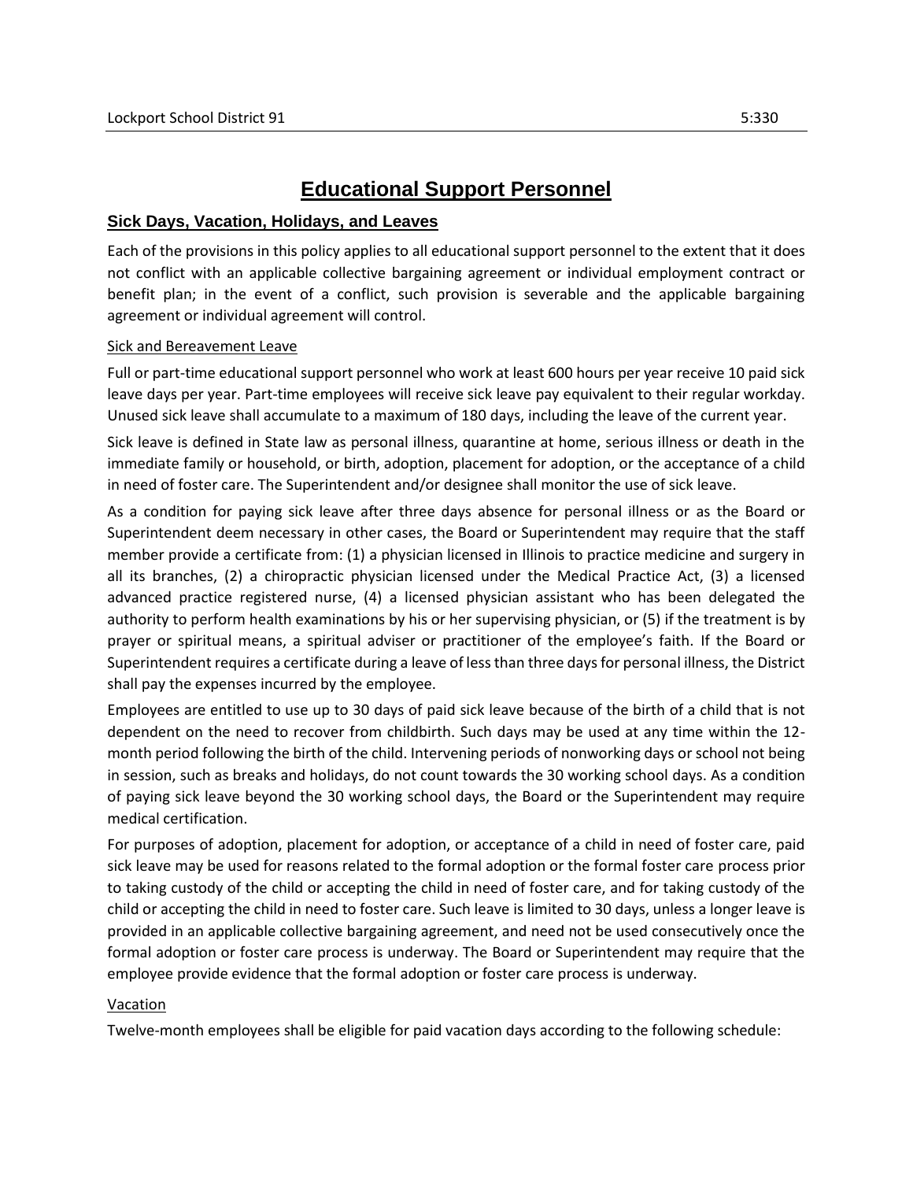# Educational Support Personnel

## Sick Days, Vacation, Holidays, and Leaves

Each of the provisions in this policy applies to all educational support personnel to the extent that it does not conflict with an applicable collective bargaining agreement or individual employment contract or benefit plan; in the event of a conflict, such provision is severable and the applicable bargaining agreement or individual agreement will control.

### Sick and Bereavement Leave

Full or part-time educational support personnel who work at least 600 hours per year receive 10 paid sick leave days per year. Part-time employees will receive sick leave pay equivalent to their regular workday. Unused sick leave shall accumulate to a maximum of 180 days, including the leave of the current year.

Sick leave is defined in State law as personal illness, quarantine at home, serious illness or death in the immediate family or household, or birth, adoption, placement for adoption, or the acceptance of a child in need of foster care. The Superintendent and/or designee shall monitor the use of sick leave.

As a condition for paying sick leave after three days absence for personal illness or as the Board or Superintendent deem necessary in other cases, the Board or Superintendent may require that the staff member provide a certificate from: (1) a physician licensed in Illinois to practice medicine and surgery in all its branches, (2) a chiropractic physician licensed under the Medical Practice Act, (3) a licensed advanced practice registered nurse, (4) a licensed physician assistant who has been delegated the authority to perform health examinations by his or her supervising physician, or (5) if the treatment is by prayer or spiritual means, a spiritual adviser or practitioner of the employee's faith. If the Board or Superintendent requires a certificate during a leave of less than three days for personal illness, the District shall pay the expenses incurred by the employee.

Employees are entitled to use up to 30 days of paid sick leave because of the birth of a child that is not dependent on the need to recover from childbirth. Such days may be used at any time within the 12-month period following the birth of the child. Intervening periods of nonworking days or school not being in session, such as breaks and holidays, do not count towards the 30 working school days. As a condition of paying sick leave beyond the 30 working school days, the Board or the Superintendent may require medical certification.

For purposes of adoption, placement for adoption, or acceptance of a child in need of foster care, paid sick leave may be used for reasons related to the formal adoption or the formal foster care process prior to taking custody of the child or accepting the child in need of foster care, and for taking custody of the child or accepting the child in need to foster care. Such leave is limited to 30 days, unless a longer leave is provided in an applicable collective bargaining agreement, and need not be used consecutively once the formal adoption or foster care process is underway. The Board or Superintendent may require that the employee provide evidence that the formal adoption or foster care process is underway.

### Vacation

Twelve-month employees shall be eligible for paid vacation days according to the following schedule: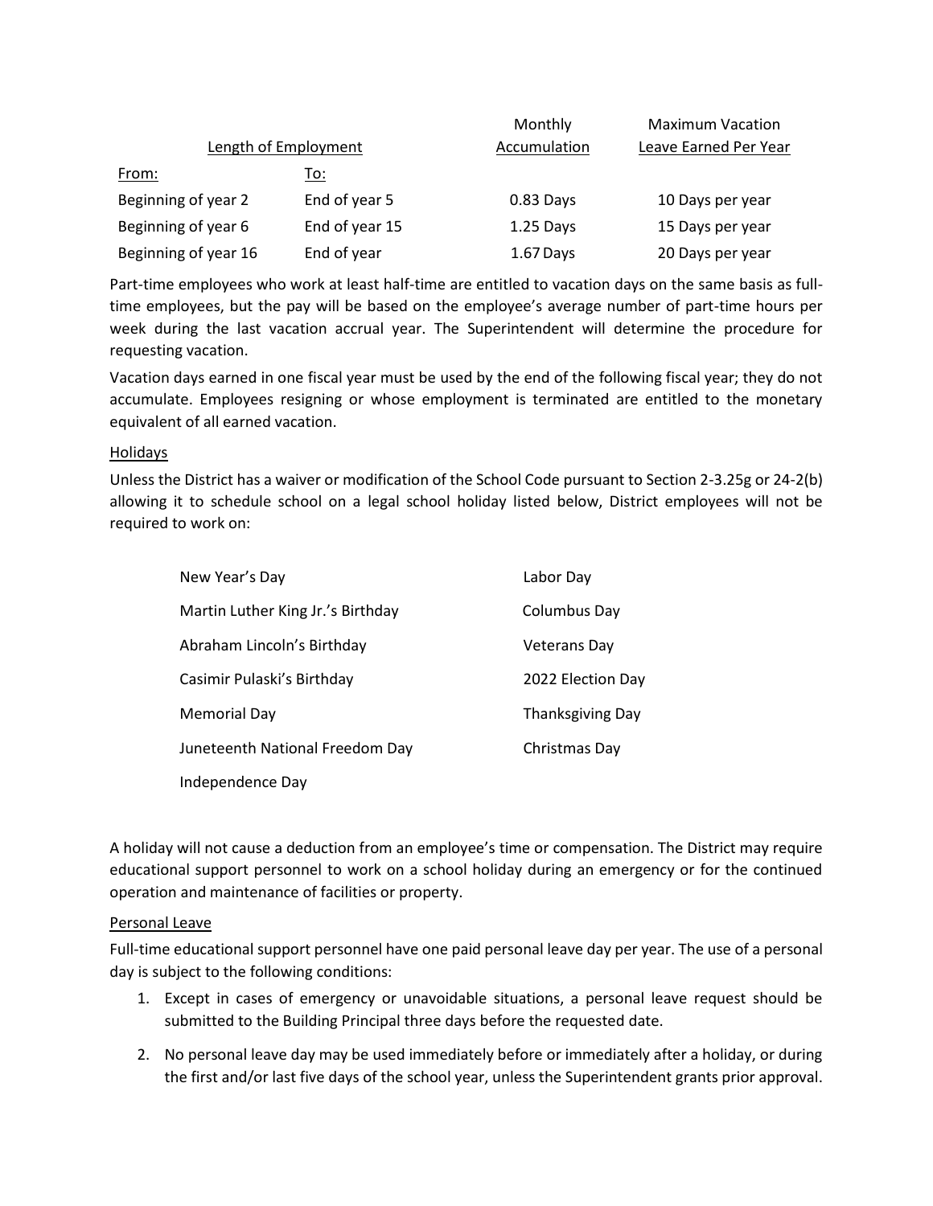| Length of Employment | | Monthly Accumulation | Maximum Vacation Leave Earned Per Year |
|---|---|---|---|
| From: | To: | | |
| Beginning of year 2 | End of year 5 | 0.83 Days | 10 Days per year |
| Beginning of year 6 | End of year 15 | 1.25 Days | 15 Days per year |
| Beginning of year 16 | End of year | 1.67 Days | 20 Days per year |

Part-time employees who work at least half-time are entitled to vacation days on the same basis as full-time employees, but the pay will be based on the employee's average number of part-time hours per week during the last vacation accrual year. The Superintendent will determine the procedure for requesting vacation.

Vacation days earned in one fiscal year must be used by the end of the following fiscal year; they do not accumulate. Employees resigning or whose employment is terminated are entitled to the monetary equivalent of all earned vacation.

Holidays

Unless the District has a waiver or modification of the School Code pursuant to Section 2-3.25g or 24-2(b) allowing it to schedule school on a legal school holiday listed below, District employees will not be required to work on:

- New Year's Day
- Martin Luther King Jr.'s Birthday
- Abraham Lincoln's Birthday
- Casimir Pulaski's Birthday
- Memorial Day
- Juneteenth National Freedom Day
- Independence Day
- Labor Day
- Columbus Day
- Veterans Day
- 2022 Election Day
- Thanksgiving Day
- Christmas Day

A holiday will not cause a deduction from an employee's time or compensation. The District may require educational support personnel to work on a school holiday during an emergency or for the continued operation and maintenance of facilities or property.

Personal Leave

Full-time educational support personnel have one paid personal leave day per year. The use of a personal day is subject to the following conditions:

1. Except in cases of emergency or unavoidable situations, a personal leave request should be submitted to the Building Principal three days before the requested date.
2. No personal leave day may be used immediately before or immediately after a holiday, or during the first and/or last five days of the school year, unless the Superintendent grants prior approval.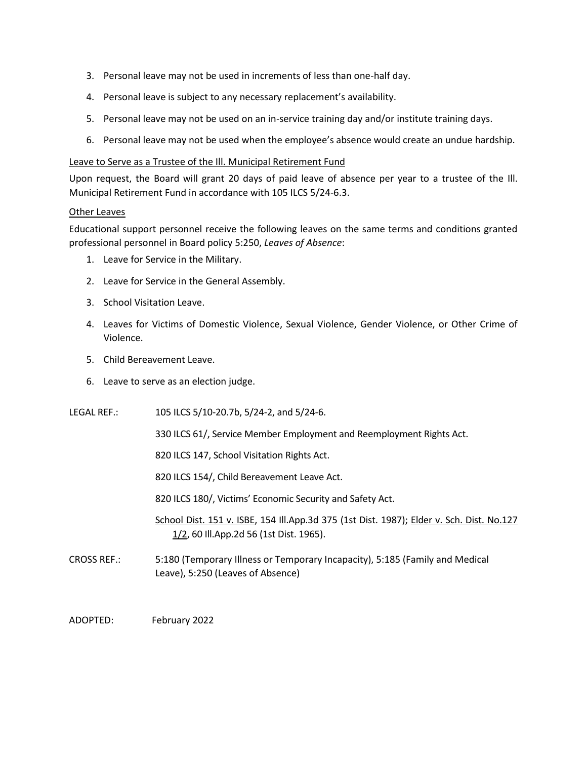3. Personal leave may not be used in increments of less than one-half day.
4. Personal leave is subject to any necessary replacement's availability.
5. Personal leave may not be used on an in-service training day and/or institute training days.
6. Personal leave may not be used when the employee's absence would create an undue hardship.

<u>Leave to Serve as a Trustee of the Ill. Municipal Retirement Fund</u>

Upon request, the Board will grant 20 days of paid leave of absence per year to a trustee of the Ill. Municipal Retirement Fund in accordance with 105 ILCS 5/24-6.3.

<u>Other Leaves</u>

Educational support personnel receive the following leaves on the same terms and conditions granted professional personnel in Board policy 5:250, *Leaves of Absence*:

1. Leave for Service in the Military.
2. Leave for Service in the General Assembly.
3. School Visitation Leave.
4. Leaves for Victims of Domestic Violence, Sexual Violence, Gender Violence, or Other Crime of Violence.
5. Child Bereavement Leave.
6. Leave to serve as an election judge.

LEGAL REF.: 105 ILCS 5/10-20.7b, 5/24-2, and 5/24-6.

330 ILCS 61/, Service Member Employment and Reemployment Rights Act.

820 ILCS 147, School Visitation Rights Act.

820 ILCS 154/, Child Bereavement Leave Act.

820 ILCS 180/, Victims' Economic Security and Safety Act.

<u>School Dist. 151 v. ISBE</u>, 154 Ill.App.3d 375 (1st Dist. 1987); <u>Elder v. Sch. Dist. No.127 1/2</u>, 60 Ill.App.2d 56 (1st Dist. 1965).

CROSS REF.: 5:180 (Temporary Illness or Temporary Incapacity), 5:185 (Family and Medical Leave), 5:250 (Leaves of Absence)

ADOPTED: February 2022